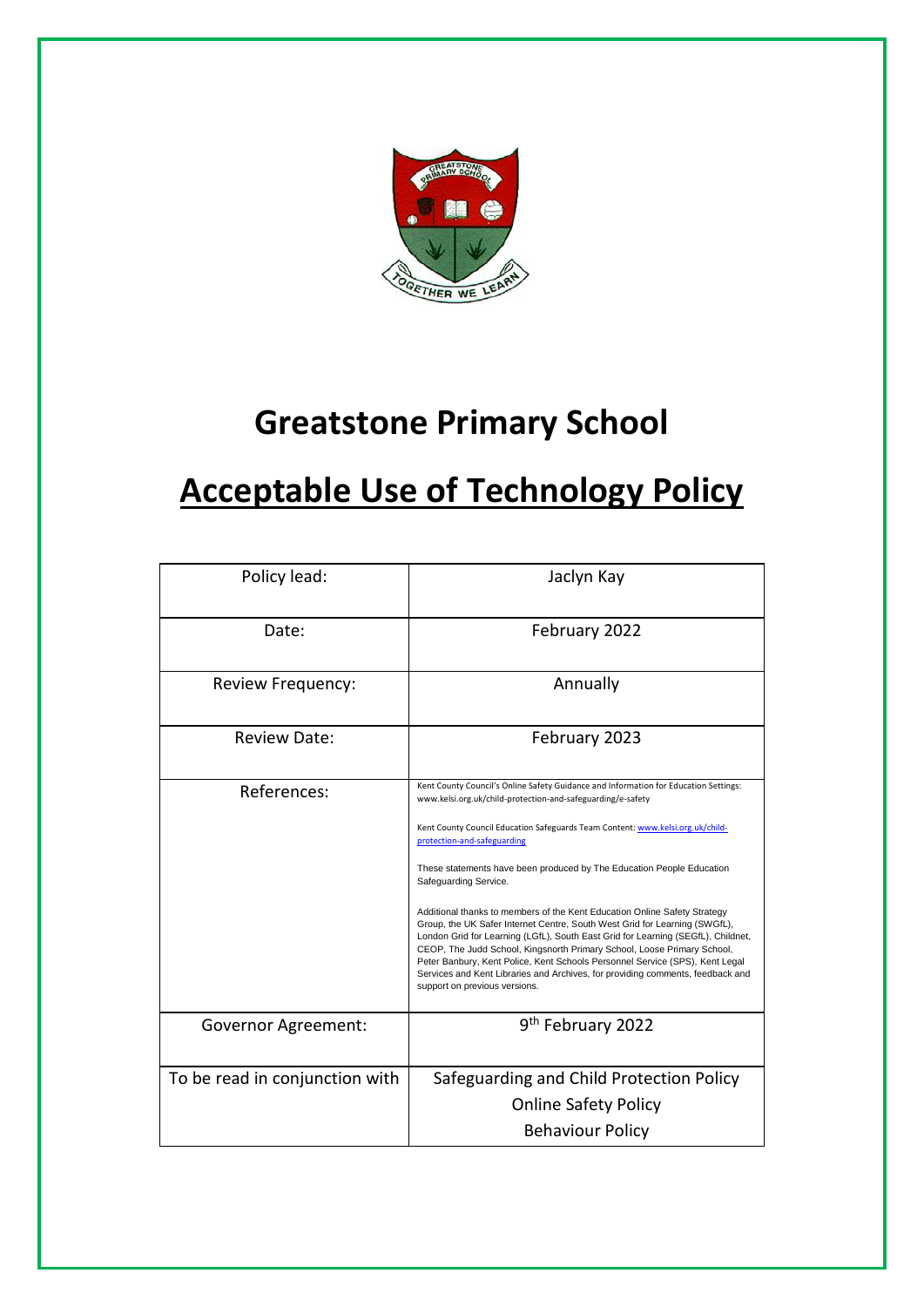# Greatstone Primary School

# Acceptable Use of Technology Policy

| Policy lead: | Jaclyn Kay |
|---|---|
| Date: | February 2022 |
| Review Frequency: | Annually |
| Review Date: | February 2023 |
| References: | Kent County Council's Online Safety Guidance and Information for Education Settings: www.kelsi.org.uk/child-protection-and-safeguarding/e-safety<br><br>Kent County Council Education Safeguards Team Content: www.kelsi.org.uk/child-protection-and-safeguarding<br><br>These statements have been produced by The Education People Education Safeguarding Service.<br><br>Additional thanks to members of the Kent Education Online Safety Strategy Group, the UK Safer Internet Centre, South West Grid for Learning (SWGfL), London Grid for Learning (LGfL), South East Grid for Learning (SEGfL), Childnet, CEOP, The Judd School, Kingsnorth Primary School, Loose Primary School, Peter Banbury, Kent Police, Kent Schools Personnel Service (SPS), Kent Legal Services and Kent Libraries and Archives, for providing comments, feedback and support on previous versions. |
| Governor Agreement: | 9th February 2022 |
| To be read in conjunction with | Safeguarding and Child Protection Policy<br>Online Safety Policy<br>Behaviour Policy |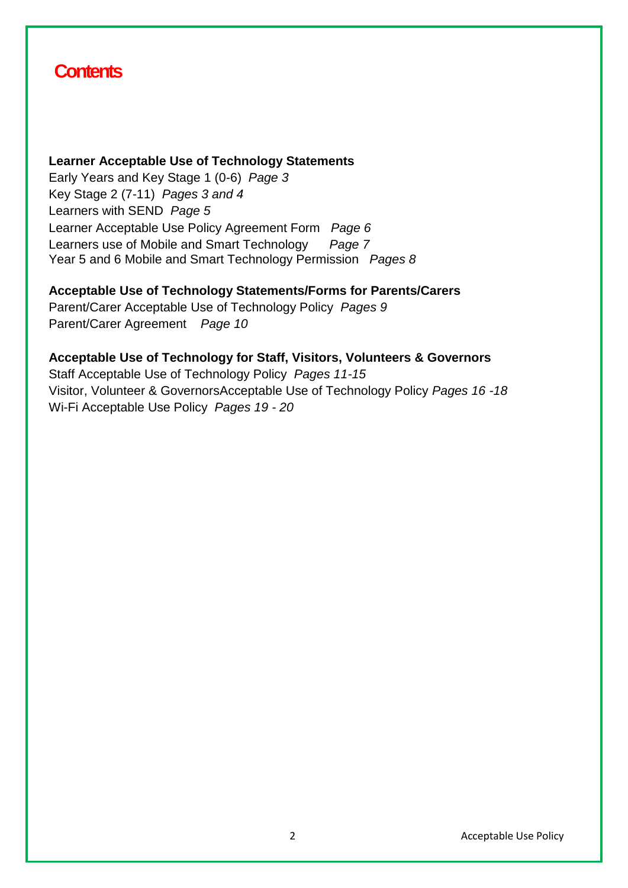# Contents

**Learner Acceptable Use of Technology Statements**
Early Years and Key Stage 1 (0-6) *Page 3*
Key Stage 2 (7-11) *Pages 3 and 4*
Learners with SEND *Page 5*
Learner Acceptable Use Policy Agreement Form *Page 6*
Learners use of Mobile and Smart Technology *Page 7*
Year 5 and 6 Mobile and Smart Technology Permission *Pages 8*

**Acceptable Use of Technology Statements/Forms for Parents/Carers**
Parent/Carer Acceptable Use of Technology Policy *Pages 9*
Parent/Carer Agreement *Page 10*

**Acceptable Use of Technology for Staff, Visitors, Volunteers & Governors**
Staff Acceptable Use of Technology Policy *Pages 11-15*
Visitor, Volunteer & GovernorsAcceptable Use of Technology Policy *Pages 16 -18*
Wi-Fi Acceptable Use Policy *Pages 19 - 20*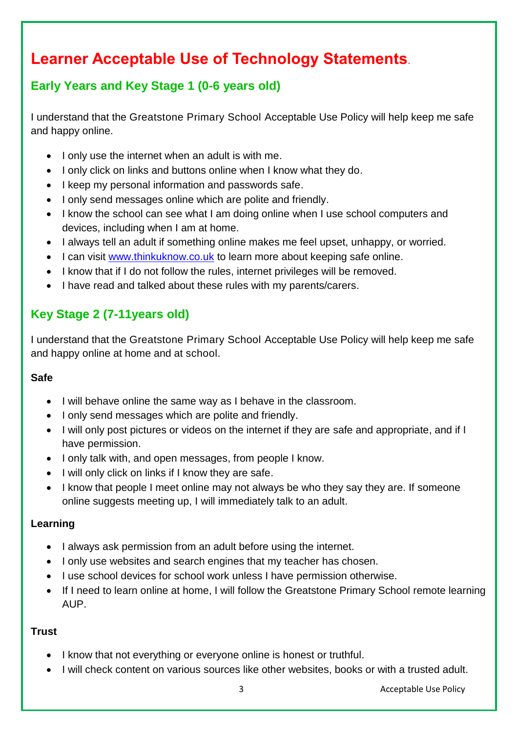# Learner Acceptable Use of Technology Statements.

## Early Years and Key Stage 1 (0-6 years old)

I understand that the Greatstone Primary School Acceptable Use Policy will help keep me safe and happy online.

- I only use the internet when an adult is with me.
- I only click on links and buttons online when I know what they do.
- I keep my personal information and passwords safe.
- I only send messages online which are polite and friendly.
- I know the school can see what I am doing online when I use school computers and devices, including when I am at home.
- I always tell an adult if something online makes me feel upset, unhappy, or worried.
- I can visit [www.thinkuknow.co.uk](http://www.thinkuknow.co.uk) to learn more about keeping safe online.
- I know that if I do not follow the rules, internet privileges will be removed.
- I have read and talked about these rules with my parents/carers.

## Key Stage 2 (7-11years old)

I understand that the Greatstone Primary School Acceptable Use Policy will help keep me safe and happy online at home and at school.

**Safe**

- I will behave online the same way as I behave in the classroom.
- I only send messages which are polite and friendly.
- I will only post pictures or videos on the internet if they are safe and appropriate, and if I have permission.
- I only talk with, and open messages, from people I know.
- I will only click on links if I know they are safe.
- I know that people I meet online may not always be who they say they are. If someone online suggests meeting up, I will immediately talk to an adult.

**Learning**

- I always ask permission from an adult before using the internet.
- I only use websites and search engines that my teacher has chosen.
- I use school devices for school work unless I have permission otherwise.
- If I need to learn online at home, I will follow the Greatstone Primary School remote learning AUP.

**Trust**

- I know that not everything or everyone online is honest or truthful.
- I will check content on various sources like other websites, books or with a trusted adult.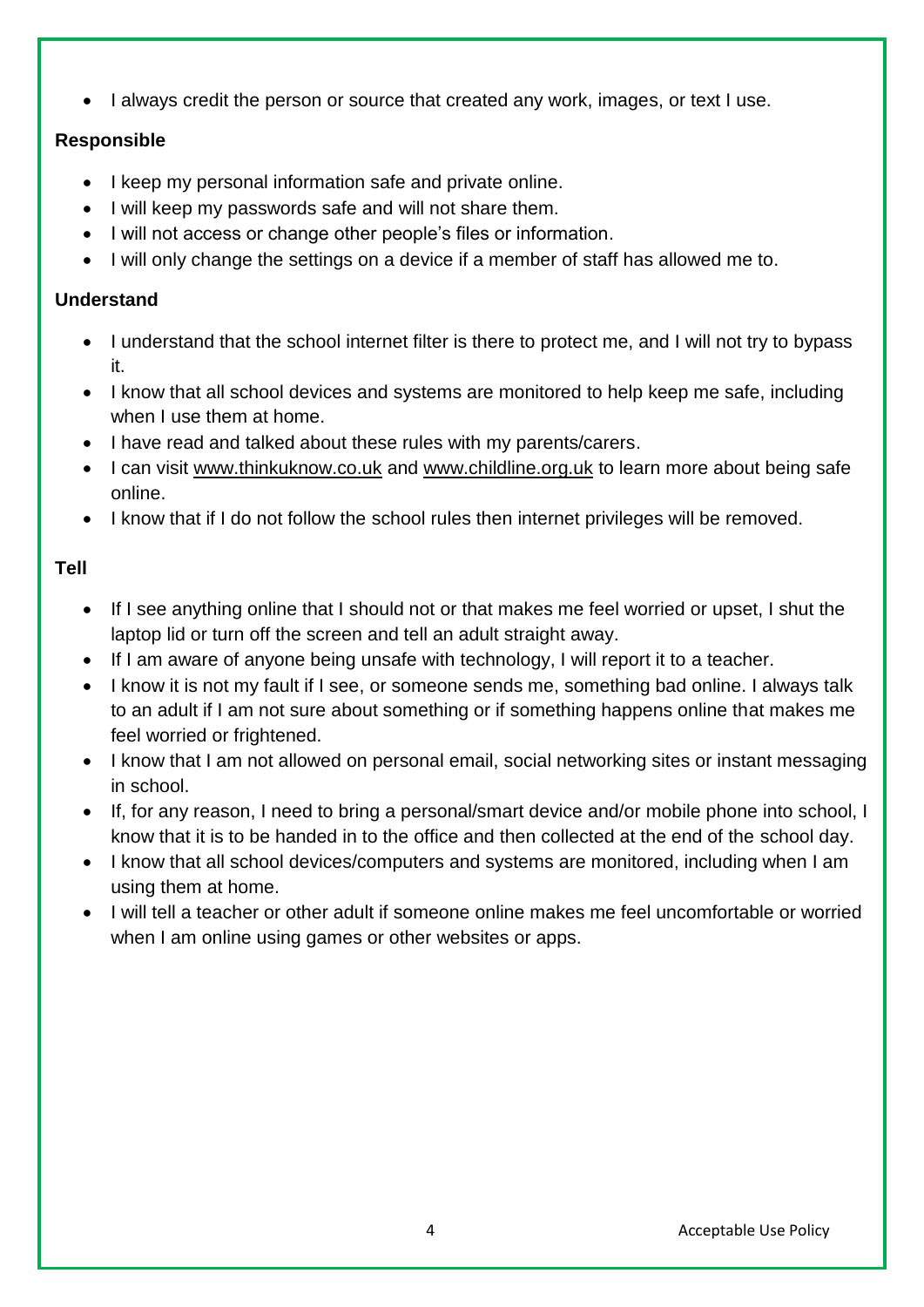- I always credit the person or source that created any work, images, or text I use.

**Responsible**

- I keep my personal information safe and private online.
- I will keep my passwords safe and will not share them.
- I will not access or change other people's files or information.
- I will only change the settings on a device if a member of staff has allowed me to.

**Understand**

- I understand that the school internet filter is there to protect me, and I will not try to bypass it.
- I know that all school devices and systems are monitored to help keep me safe, including when I use them at home.
- I have read and talked about these rules with my parents/carers.
- I can visit www.thinkuknow.co.uk and www.childline.org.uk to learn more about being safe online.
- I know that if I do not follow the school rules then internet privileges will be removed.

**Tell**

- If I see anything online that I should not or that makes me feel worried or upset, I shut the laptop lid or turn off the screen and tell an adult straight away.
- If I am aware of anyone being unsafe with technology, I will report it to a teacher.
- I know it is not my fault if I see, or someone sends me, something bad online. I always talk to an adult if I am not sure about something or if something happens online that makes me feel worried or frightened.
- I know that I am not allowed on personal email, social networking sites or instant messaging in school.
- If, for any reason, I need to bring a personal/smart device and/or mobile phone into school, I know that it is to be handed in to the office and then collected at the end of the school day.
- I know that all school devices/computers and systems are monitored, including when I am using them at home.
- I will tell a teacher or other adult if someone online makes me feel uncomfortable or worried when I am online using games or other websites or apps.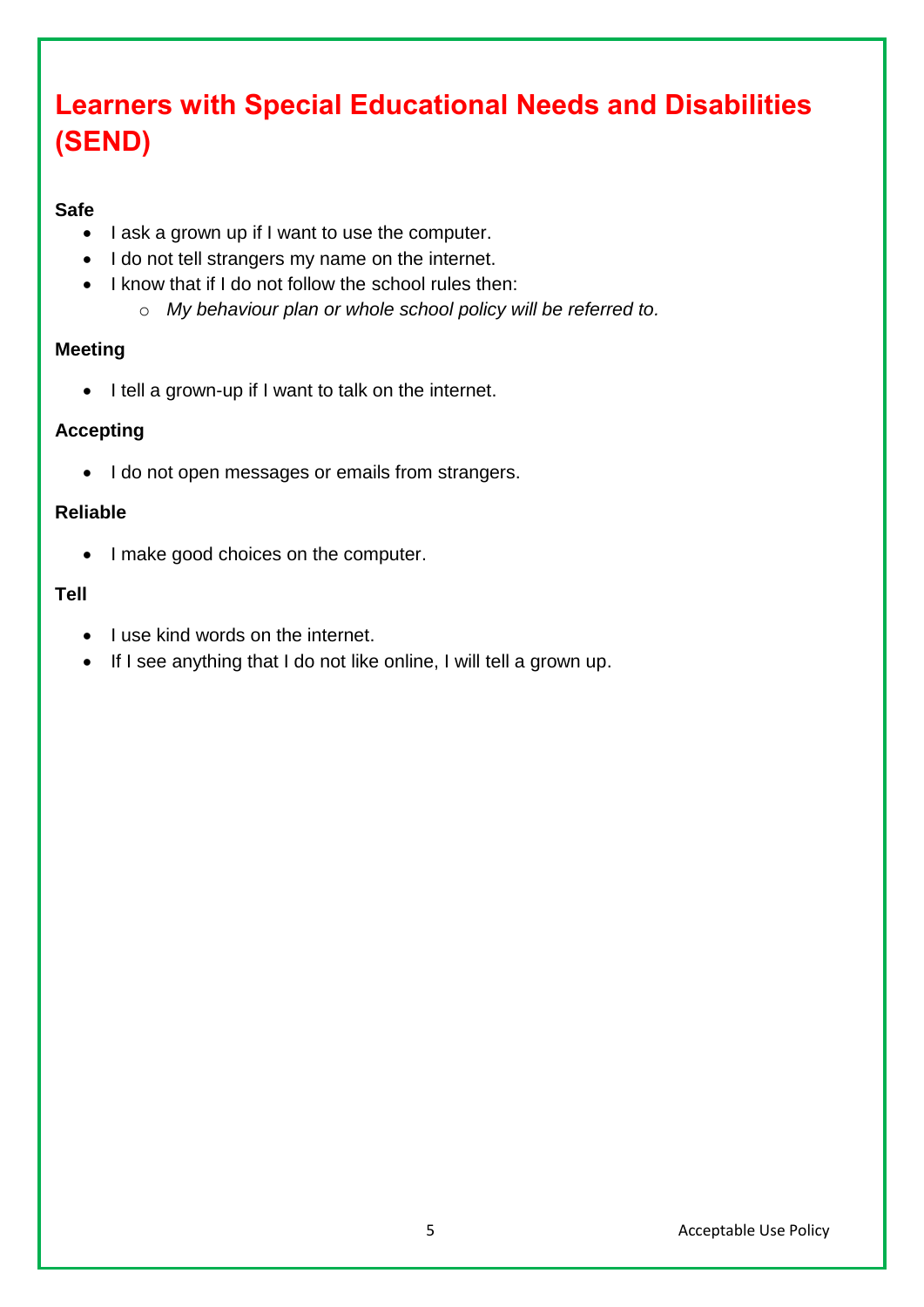# Learners with Special Educational Needs and Disabilities (SEND)

**Safe**

- I ask a grown up if I want to use the computer.
- I do not tell strangers my name on the internet.
- I know that if I do not follow the school rules then:
  - *My behaviour plan or whole school policy will be referred to.*

**Meeting**

- I tell a grown-up if I want to talk on the internet.

**Accepting**

- I do not open messages or emails from strangers.

**Reliable**

- I make good choices on the computer.

**Tell**

- I use kind words on the internet.
- If I see anything that I do not like online, I will tell a grown up.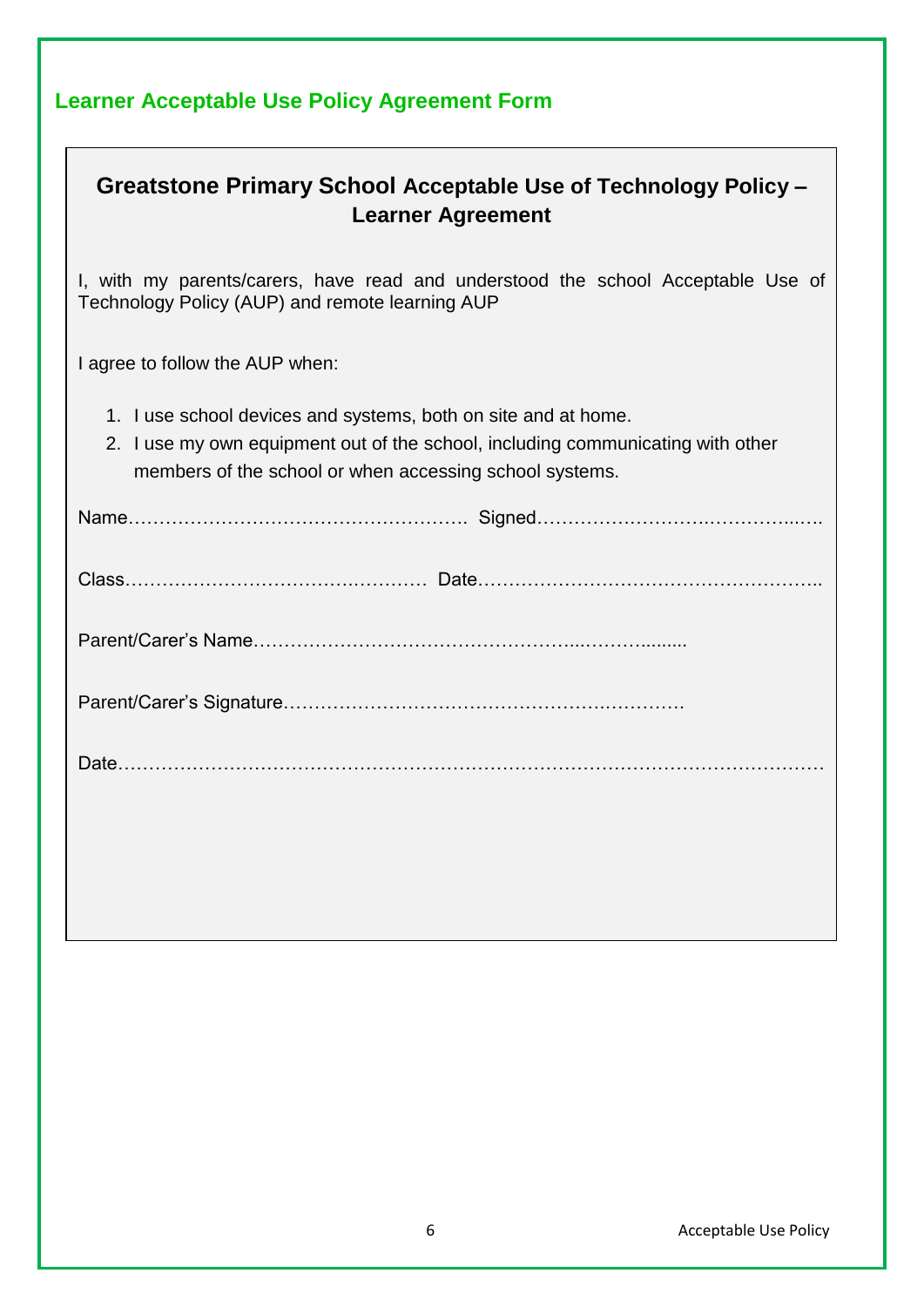## Learner Acceptable Use Policy Agreement Form

### Greatstone Primary School Acceptable Use of Technology Policy – Learner Agreement

I, with my parents/carers, have read and understood the school Acceptable Use of Technology Policy (AUP) and remote learning AUP

I agree to follow the AUP when:

1. I use school devices and systems, both on site and at home.
2. I use my own equipment out of the school, including communicating with other members of the school or when accessing school systems.

Name………………………………………………. Signed…………………………..…………..….

Class………………………………….……… Date………………………………………………..

Parent/Carer's Name…………………………………………...……….........

Parent/Carer's Signature…………………………………………….………….

Date…………………………………………………………………………………………………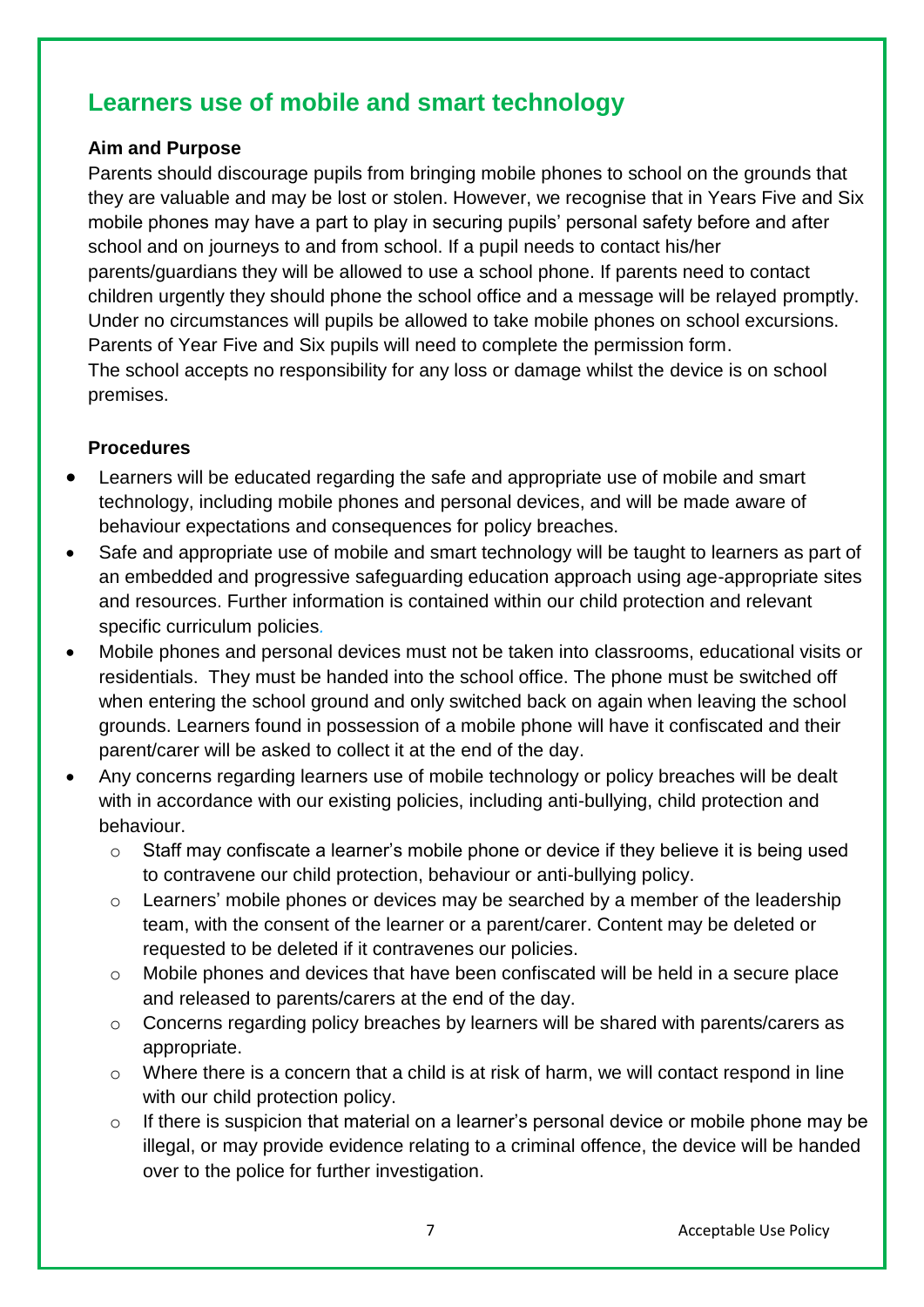## Learners use of mobile and smart technology

**Aim and Purpose**

Parents should discourage pupils from bringing mobile phones to school on the grounds that they are valuable and may be lost or stolen. However, we recognise that in Years Five and Six mobile phones may have a part to play in securing pupils' personal safety before and after school and on journeys to and from school. If a pupil needs to contact his/her parents/guardians they will be allowed to use a school phone. If parents need to contact children urgently they should phone the school office and a message will be relayed promptly. Under no circumstances will pupils be allowed to take mobile phones on school excursions. Parents of Year Five and Six pupils will need to complete the permission form.
The school accepts no responsibility for any loss or damage whilst the device is on school premises.

**Procedures**

- Learners will be educated regarding the safe and appropriate use of mobile and smart technology, including mobile phones and personal devices, and will be made aware of behaviour expectations and consequences for policy breaches.
- Safe and appropriate use of mobile and smart technology will be taught to learners as part of an embedded and progressive safeguarding education approach using age-appropriate sites and resources. Further information is contained within our child protection and relevant specific curriculum policies.
- Mobile phones and personal devices must not be taken into classrooms, educational visits or residentials. They must be handed into the school office. The phone must be switched off when entering the school ground and only switched back on again when leaving the school grounds. Learners found in possession of a mobile phone will have it confiscated and their parent/carer will be asked to collect it at the end of the day.
- Any concerns regarding learners use of mobile technology or policy breaches will be dealt with in accordance with our existing policies, including anti-bullying, child protection and behaviour.
  - Staff may confiscate a learner's mobile phone or device if they believe it is being used to contravene our child protection, behaviour or anti-bullying policy.
  - Learners' mobile phones or devices may be searched by a member of the leadership team, with the consent of the learner or a parent/carer. Content may be deleted or requested to be deleted if it contravenes our policies.
  - Mobile phones and devices that have been confiscated will be held in a secure place and released to parents/carers at the end of the day.
  - Concerns regarding policy breaches by learners will be shared with parents/carers as appropriate.
  - Where there is a concern that a child is at risk of harm, we will contact respond in line with our child protection policy.
  - If there is suspicion that material on a learner's personal device or mobile phone may be illegal, or may provide evidence relating to a criminal offence, the device will be handed over to the police for further investigation.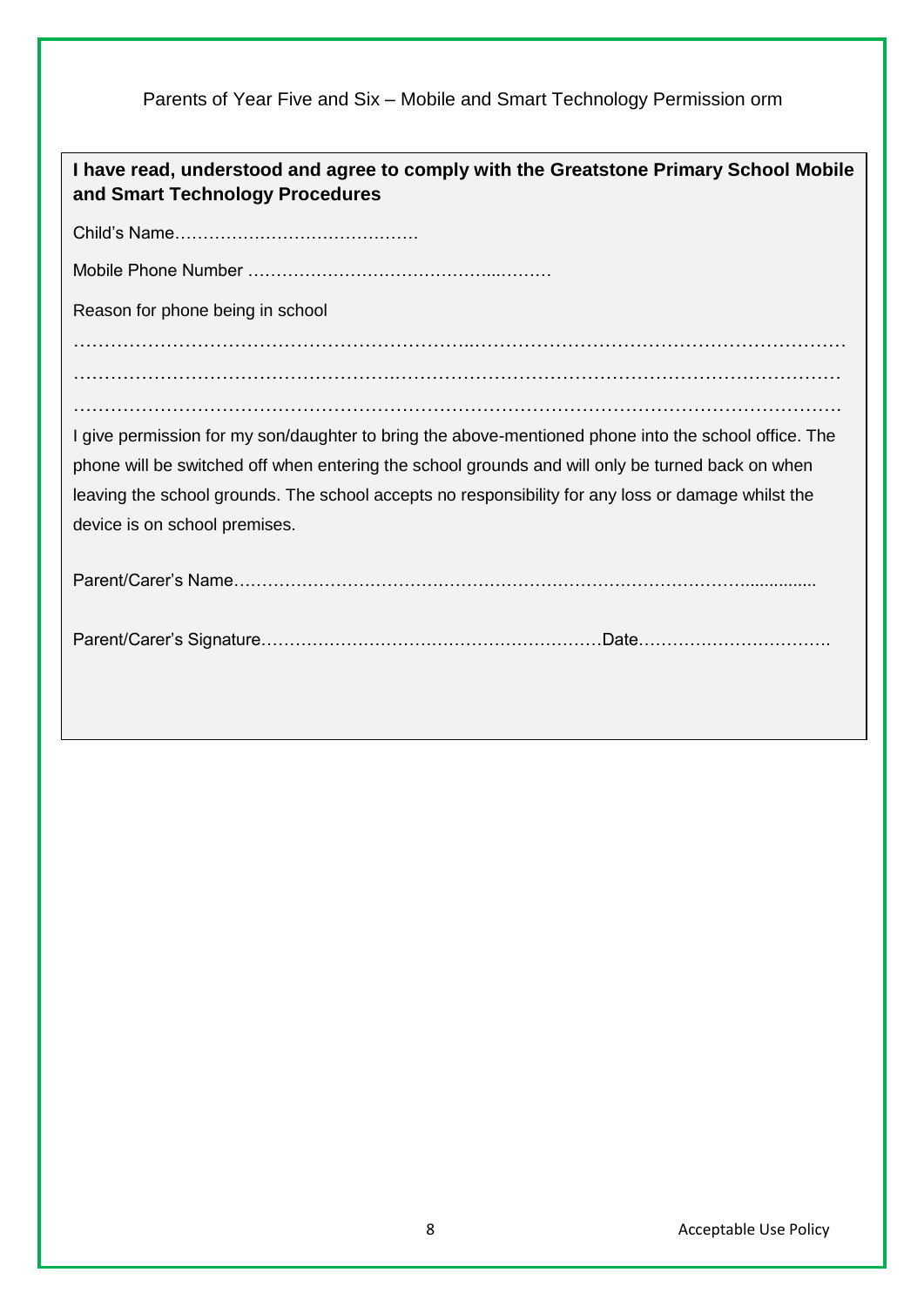Parents of Year Five and Six – Mobile and Smart Technology Permission orm

**I have read, understood and agree to comply with the Greatstone Primary School Mobile and Smart Technology Procedures**

Child's Name…………………………………….

Mobile Phone Number ……………………………………..………

Reason for phone being in school

…………………………………………………………..……………………………………………………

……………………………………………..…………………………………………………………………

……………………….………………………………………………….………………………………….

I give permission for my son/daughter to bring the above-mentioned phone into the school office. The phone will be switched off when entering the school grounds and will only be turned back on when leaving the school grounds. The school accepts no responsibility for any loss or damage whilst the device is on school premises.

Parent/Carer's Name……………………………………………………………………………...............

Parent/Carer's Signature……………………………………………………Date…………………………….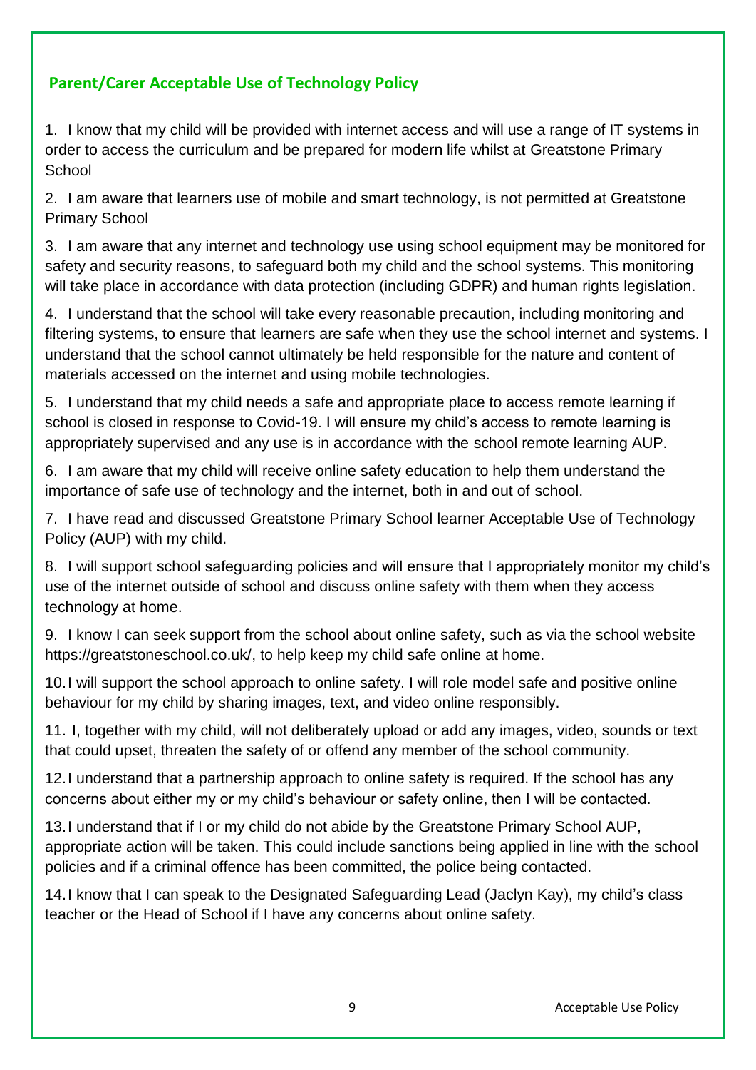## Parent/Carer Acceptable Use of Technology Policy

1. I know that my child will be provided with internet access and will use a range of IT systems in order to access the curriculum and be prepared for modern life whilst at Greatstone Primary School

2. I am aware that learners use of mobile and smart technology, is not permitted at Greatstone Primary School

3. I am aware that any internet and technology use using school equipment may be monitored for safety and security reasons, to safeguard both my child and the school systems. This monitoring will take place in accordance with data protection (including GDPR) and human rights legislation.

4. I understand that the school will take every reasonable precaution, including monitoring and filtering systems, to ensure that learners are safe when they use the school internet and systems. I understand that the school cannot ultimately be held responsible for the nature and content of materials accessed on the internet and using mobile technologies.

5. I understand that my child needs a safe and appropriate place to access remote learning if school is closed in response to Covid-19. I will ensure my child's access to remote learning is appropriately supervised and any use is in accordance with the school remote learning AUP.

6. I am aware that my child will receive online safety education to help them understand the importance of safe use of technology and the internet, both in and out of school.

7. I have read and discussed Greatstone Primary School learner Acceptable Use of Technology Policy (AUP) with my child.

8. I will support school safeguarding policies and will ensure that I appropriately monitor my child's use of the internet outside of school and discuss online safety with them when they access technology at home.

9. I know I can seek support from the school about online safety, such as via the school website https://greatstoneschool.co.uk/, to help keep my child safe online at home.

10. I will support the school approach to online safety. I will role model safe and positive online behaviour for my child by sharing images, text, and video online responsibly.

11. I, together with my child, will not deliberately upload or add any images, video, sounds or text that could upset, threaten the safety of or offend any member of the school community.

12. I understand that a partnership approach to online safety is required. If the school has any concerns about either my or my child's behaviour or safety online, then I will be contacted.

13. I understand that if I or my child do not abide by the Greatstone Primary School AUP, appropriate action will be taken. This could include sanctions being applied in line with the school policies and if a criminal offence has been committed, the police being contacted.

14. I know that I can speak to the Designated Safeguarding Lead (Jaclyn Kay), my child's class teacher or the Head of School if I have any concerns about online safety.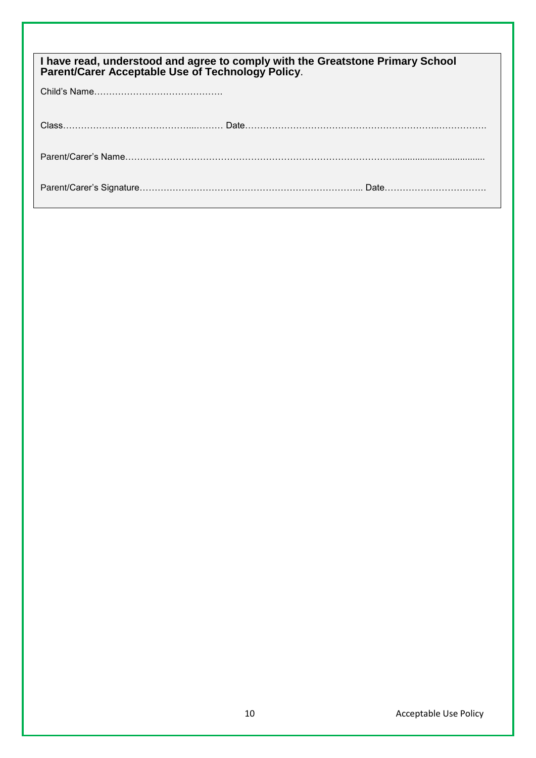**I have read, understood and agree to comply with the Greatstone Primary School Parent/Carer Acceptable Use of Technology Policy**.

Child's Name…………………………………….

Class……………………………………..……… Date…………………………………………………………..…………….

Parent/Carer's Name……………………………………………………………………………….................................

Parent/Carer's Signature………………………………………………………………... Date…………………………….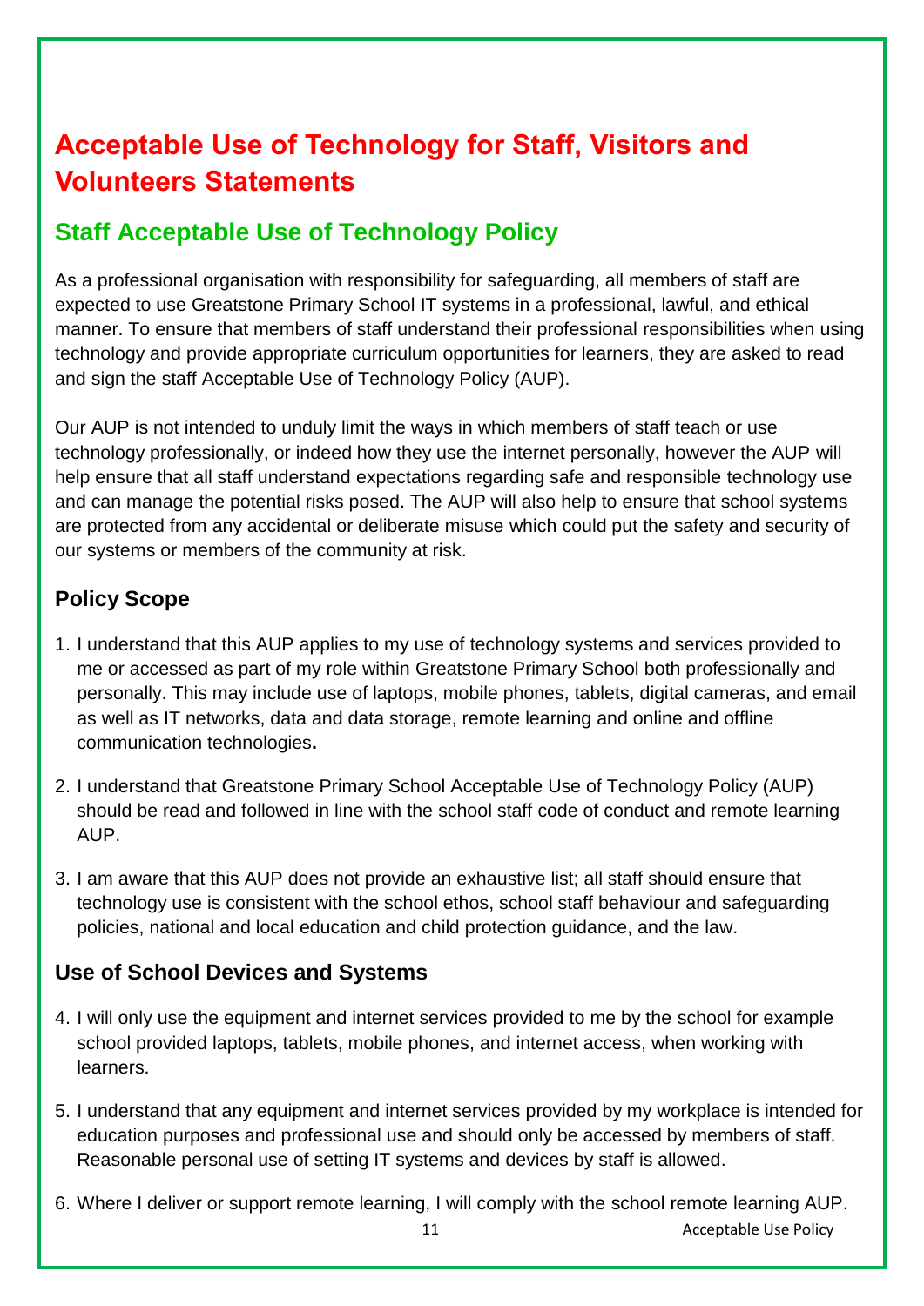# Acceptable Use of Technology for Staff, Visitors and Volunteers Statements

## Staff Acceptable Use of Technology Policy

As a professional organisation with responsibility for safeguarding, all members of staff are expected to use Greatstone Primary School IT systems in a professional, lawful, and ethical manner. To ensure that members of staff understand their professional responsibilities when using technology and provide appropriate curriculum opportunities for learners, they are asked to read and sign the staff Acceptable Use of Technology Policy (AUP).

Our AUP is not intended to unduly limit the ways in which members of staff teach or use technology professionally, or indeed how they use the internet personally, however the AUP will help ensure that all staff understand expectations regarding safe and responsible technology use and can manage the potential risks posed. The AUP will also help to ensure that school systems are protected from any accidental or deliberate misuse which could put the safety and security of our systems or members of the community at risk.

### Policy Scope

1. I understand that this AUP applies to my use of technology systems and services provided to me or accessed as part of my role within Greatstone Primary School both professionally and personally. This may include use of laptops, mobile phones, tablets, digital cameras, and email as well as IT networks, data and data storage, remote learning and online and offline communication technologies**.**
2. I understand that Greatstone Primary School Acceptable Use of Technology Policy (AUP) should be read and followed in line with the school staff code of conduct and remote learning AUP.
3. I am aware that this AUP does not provide an exhaustive list; all staff should ensure that technology use is consistent with the school ethos, school staff behaviour and safeguarding policies, national and local education and child protection guidance, and the law.

### Use of School Devices and Systems

4. I will only use the equipment and internet services provided to me by the school for example school provided laptops, tablets, mobile phones, and internet access, when working with learners.
5. I understand that any equipment and internet services provided by my workplace is intended for education purposes and professional use and should only be accessed by members of staff. Reasonable personal use of setting IT systems and devices by staff is allowed.
6. Where I deliver or support remote learning, I will comply with the school remote learning AUP.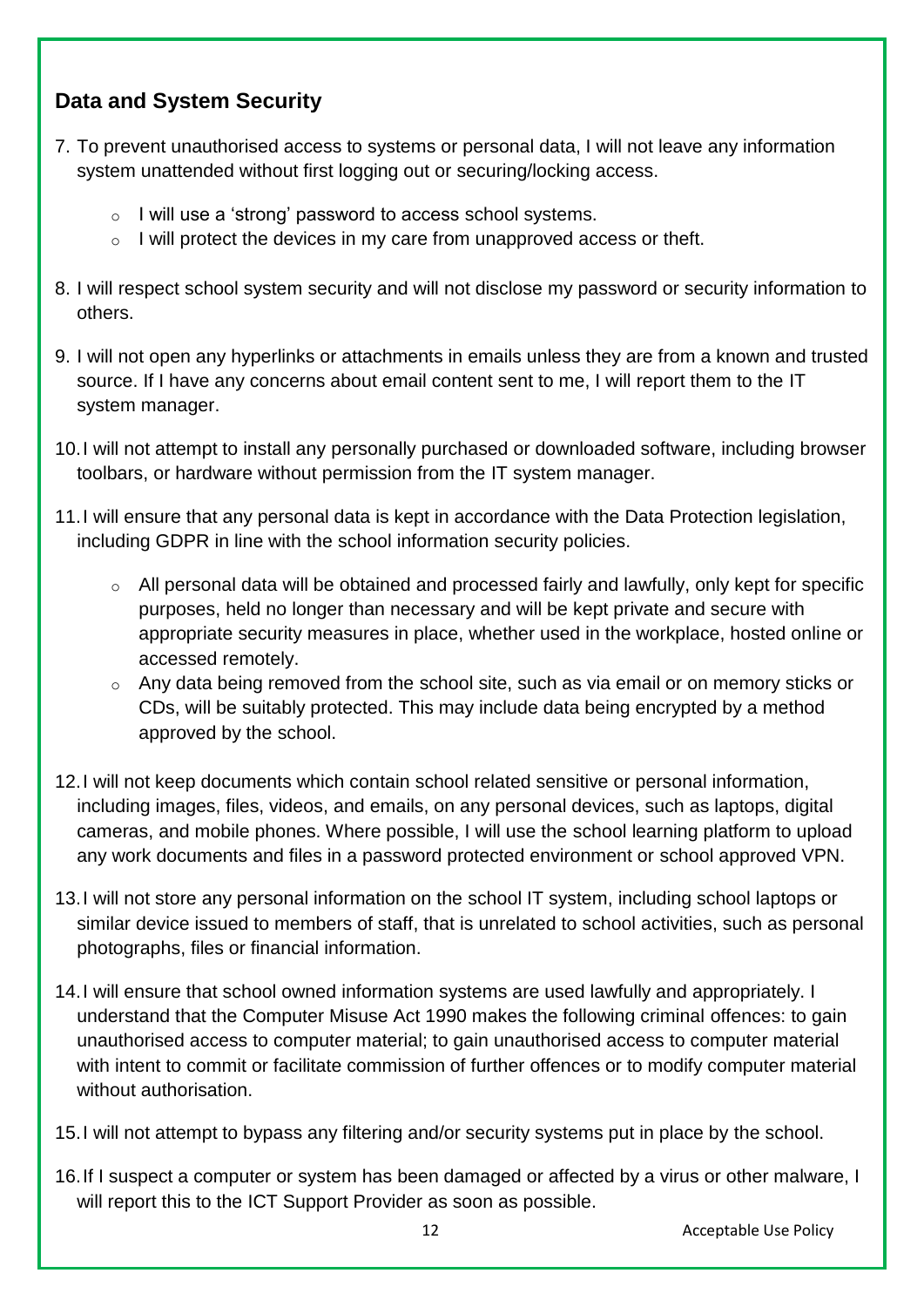## Data and System Security

7. To prevent unauthorised access to systems or personal data, I will not leave any information system unattended without first logging out or securing/locking access.
    - I will use a 'strong' password to access school systems.
    - I will protect the devices in my care from unapproved access or theft.
8. I will respect school system security and will not disclose my password or security information to others.
9. I will not open any hyperlinks or attachments in emails unless they are from a known and trusted source. If I have any concerns about email content sent to me, I will report them to the IT system manager.
10. I will not attempt to install any personally purchased or downloaded software, including browser toolbars, or hardware without permission from the IT system manager.
11. I will ensure that any personal data is kept in accordance with the Data Protection legislation, including GDPR in line with the school information security policies.
    - All personal data will be obtained and processed fairly and lawfully, only kept for specific purposes, held no longer than necessary and will be kept private and secure with appropriate security measures in place, whether used in the workplace, hosted online or accessed remotely.
    - Any data being removed from the school site, such as via email or on memory sticks or CDs, will be suitably protected. This may include data being encrypted by a method approved by the school.
12. I will not keep documents which contain school related sensitive or personal information, including images, files, videos, and emails, on any personal devices, such as laptops, digital cameras, and mobile phones. Where possible, I will use the school learning platform to upload any work documents and files in a password protected environment or school approved VPN.
13. I will not store any personal information on the school IT system, including school laptops or similar device issued to members of staff, that is unrelated to school activities, such as personal photographs, files or financial information.
14. I will ensure that school owned information systems are used lawfully and appropriately. I understand that the Computer Misuse Act 1990 makes the following criminal offences: to gain unauthorised access to computer material; to gain unauthorised access to computer material with intent to commit or facilitate commission of further offences or to modify computer material without authorisation.
15. I will not attempt to bypass any filtering and/or security systems put in place by the school.
16. If I suspect a computer or system has been damaged or affected by a virus or other malware, I will report this to the ICT Support Provider as soon as possible.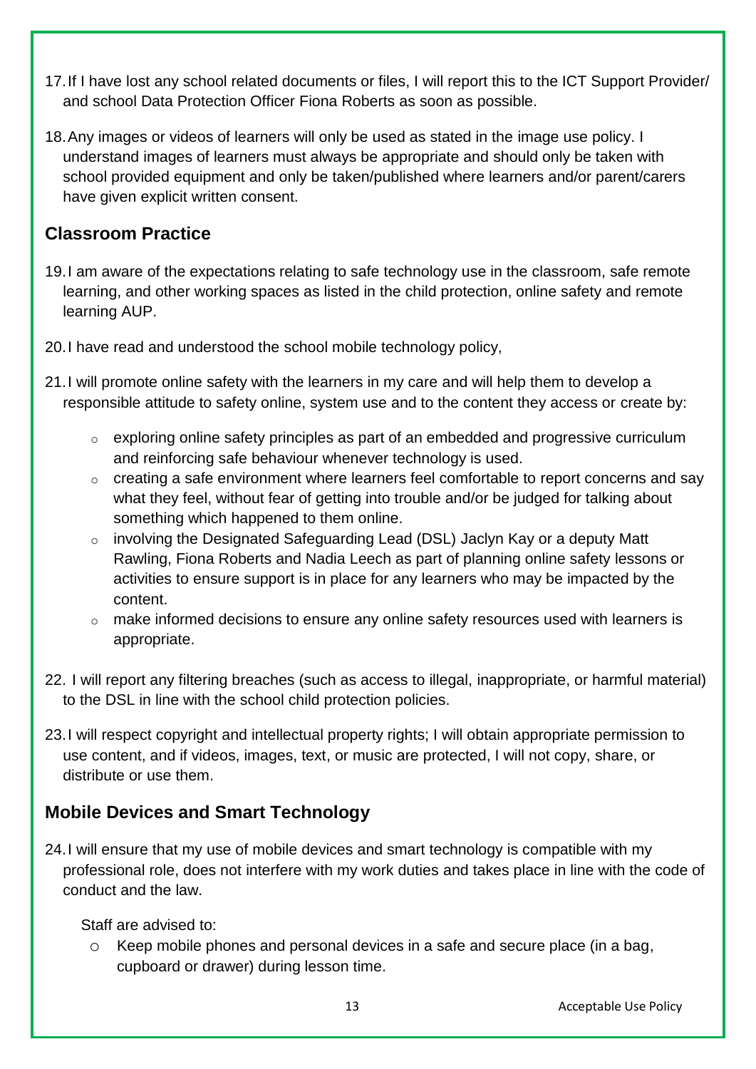17. If I have lost any school related documents or files, I will report this to the ICT Support Provider/ and school Data Protection Officer Fiona Roberts as soon as possible.

18. Any images or videos of learners will only be used as stated in the image use policy. I understand images of learners must always be appropriate and should only be taken with school provided equipment and only be taken/published where learners and/or parent/carers have given explicit written consent.

## Classroom Practice

19. I am aware of the expectations relating to safe technology use in the classroom, safe remote learning, and other working spaces as listed in the child protection, online safety and remote learning AUP.

20. I have read and understood the school mobile technology policy,

21. I will promote online safety with the learners in my care and will help them to develop a responsible attitude to safety online, system use and to the content they access or create by:

    - exploring online safety principles as part of an embedded and progressive curriculum and reinforcing safe behaviour whenever technology is used.
    - creating a safe environment where learners feel comfortable to report concerns and say what they feel, without fear of getting into trouble and/or be judged for talking about something which happened to them online.
    - involving the Designated Safeguarding Lead (DSL) Jaclyn Kay or a deputy Matt Rawling, Fiona Roberts and Nadia Leech as part of planning online safety lessons or activities to ensure support is in place for any learners who may be impacted by the content.
    - make informed decisions to ensure any online safety resources used with learners is appropriate.

22. I will report any filtering breaches (such as access to illegal, inappropriate, or harmful material) to the DSL in line with the school child protection policies.

23. I will respect copyright and intellectual property rights; I will obtain appropriate permission to use content, and if videos, images, text, or music are protected, I will not copy, share, or distribute or use them.

## Mobile Devices and Smart Technology

24. I will ensure that my use of mobile devices and smart technology is compatible with my professional role, does not interfere with my work duties and takes place in line with the code of conduct and the law.

    Staff are advised to:

    - Keep mobile phones and personal devices in a safe and secure place (in a bag, cupboard or drawer) during lesson time.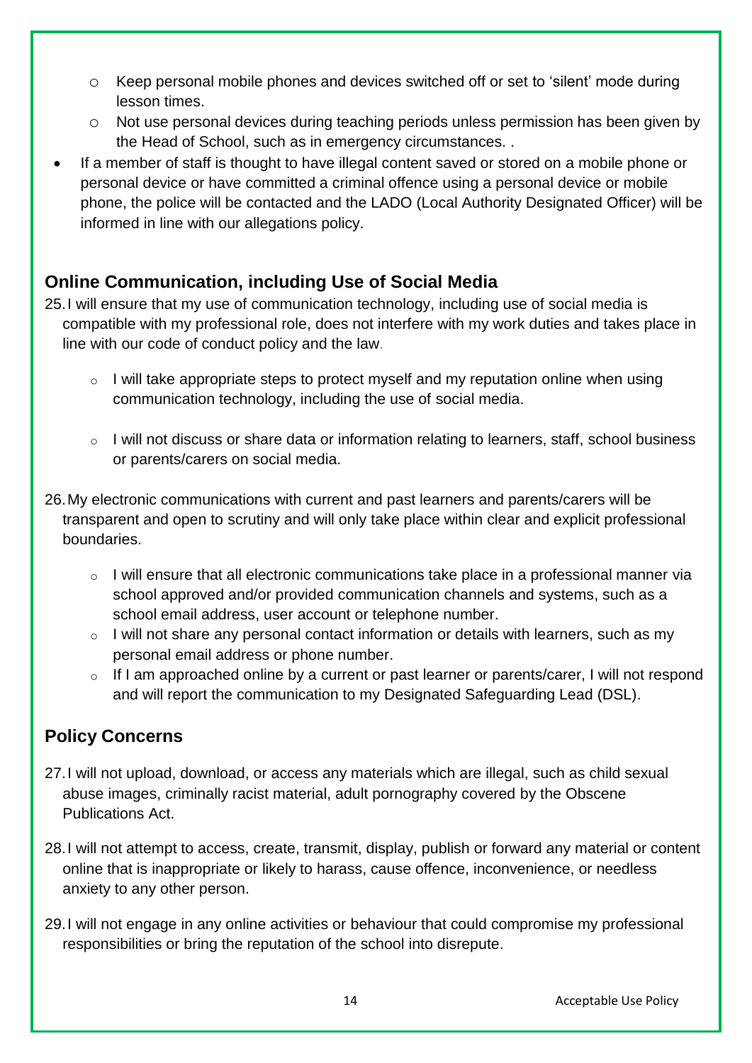- Keep personal mobile phones and devices switched off or set to 'silent' mode during lesson times.
  - Not use personal devices during teaching periods unless permission has been given by the Head of School, such as in emergency circumstances. .
- If a member of staff is thought to have illegal content saved or stored on a mobile phone or personal device or have committed a criminal offence using a personal device or mobile phone, the police will be contacted and the LADO (Local Authority Designated Officer) will be informed in line with our allegations policy.

## Online Communication, including Use of Social Media

25. I will ensure that my use of communication technology, including use of social media is compatible with my professional role, does not interfere with my work duties and takes place in line with our code of conduct policy and the law.

    - I will take appropriate steps to protect myself and my reputation online when using communication technology, including the use of social media.

    - I will not discuss or share data or information relating to learners, staff, school business or parents/carers on social media.

26. My electronic communications with current and past learners and parents/carers will be transparent and open to scrutiny and will only take place within clear and explicit professional boundaries.

    - I will ensure that all electronic communications take place in a professional manner via school approved and/or provided communication channels and systems, such as a school email address, user account or telephone number.
    - I will not share any personal contact information or details with learners, such as my personal email address or phone number.
    - If I am approached online by a current or past learner or parents/carer, I will not respond and will report the communication to my Designated Safeguarding Lead (DSL).

## Policy Concerns

27. I will not upload, download, or access any materials which are illegal, such as child sexual abuse images, criminally racist material, adult pornography covered by the Obscene Publications Act.

28. I will not attempt to access, create, transmit, display, publish or forward any material or content online that is inappropriate or likely to harass, cause offence, inconvenience, or needless anxiety to any other person.

29. I will not engage in any online activities or behaviour that could compromise my professional responsibilities or bring the reputation of the school into disrepute.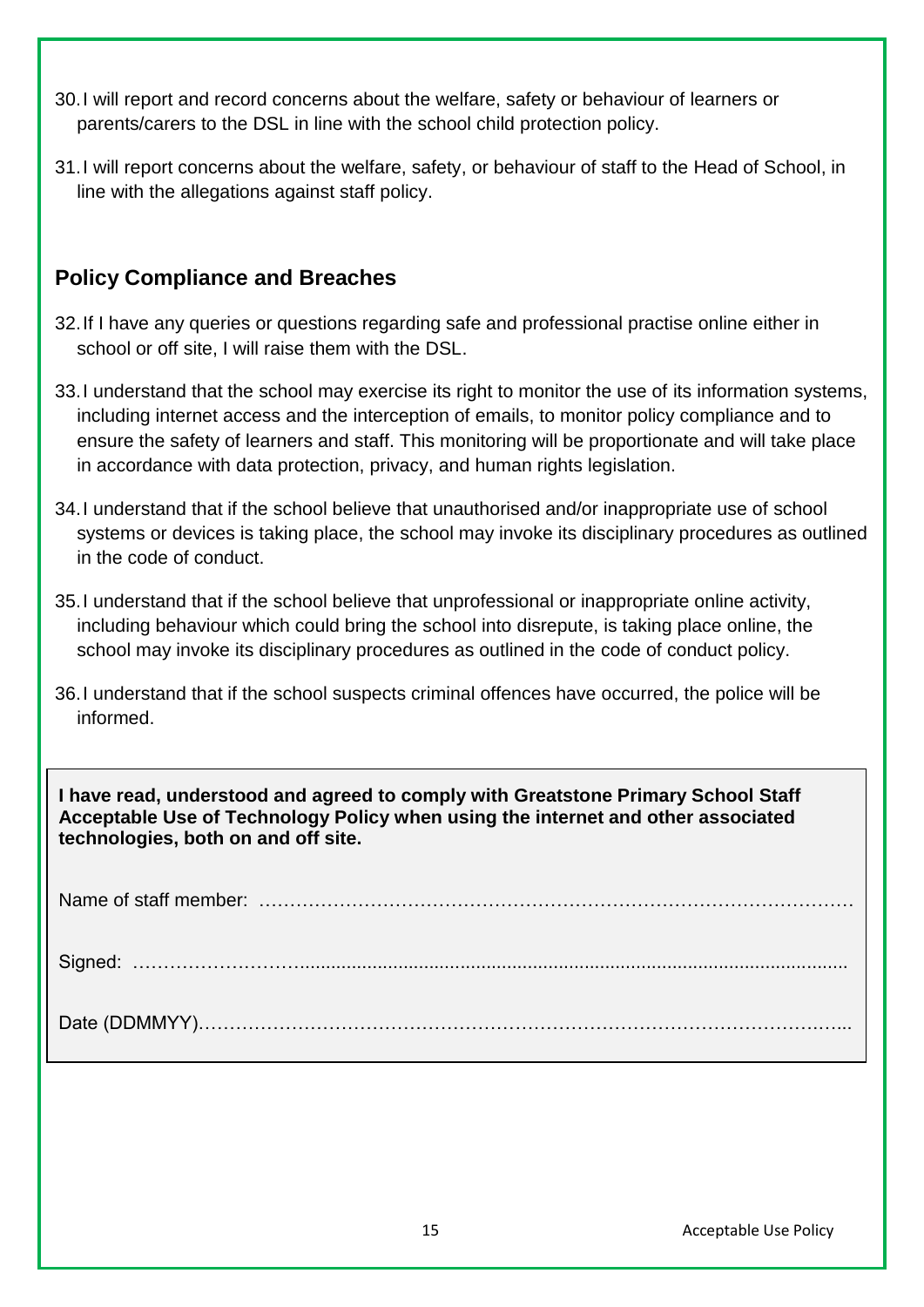30. I will report and record concerns about the welfare, safety or behaviour of learners or parents/carers to the DSL in line with the school child protection policy.

31. I will report concerns about the welfare, safety, or behaviour of staff to the Head of School, in line with the allegations against staff policy.

## Policy Compliance and Breaches

32. If I have any queries or questions regarding safe and professional practise online either in school or off site, I will raise them with the DSL.

33. I understand that the school may exercise its right to monitor the use of its information systems, including internet access and the interception of emails, to monitor policy compliance and to ensure the safety of learners and staff. This monitoring will be proportionate and will take place in accordance with data protection, privacy, and human rights legislation.

34. I understand that if the school believe that unauthorised and/or inappropriate use of school systems or devices is taking place, the school may invoke its disciplinary procedures as outlined in the code of conduct.

35. I understand that if the school believe that unprofessional or inappropriate online activity, including behaviour which could bring the school into disrepute, is taking place online, the school may invoke its disciplinary procedures as outlined in the code of conduct policy.

36. I understand that if the school suspects criminal offences have occurred, the police will be informed.

**I have read, understood and agreed to comply with Greatstone Primary School Staff Acceptable Use of Technology Policy when using the internet and other associated technologies, both on and off site.**

Name of staff member: ……………………………………………………………………………………

Signed: ……………………….........................................................................................................

Date (DDMMYY)…………………………………………………………………………………….…...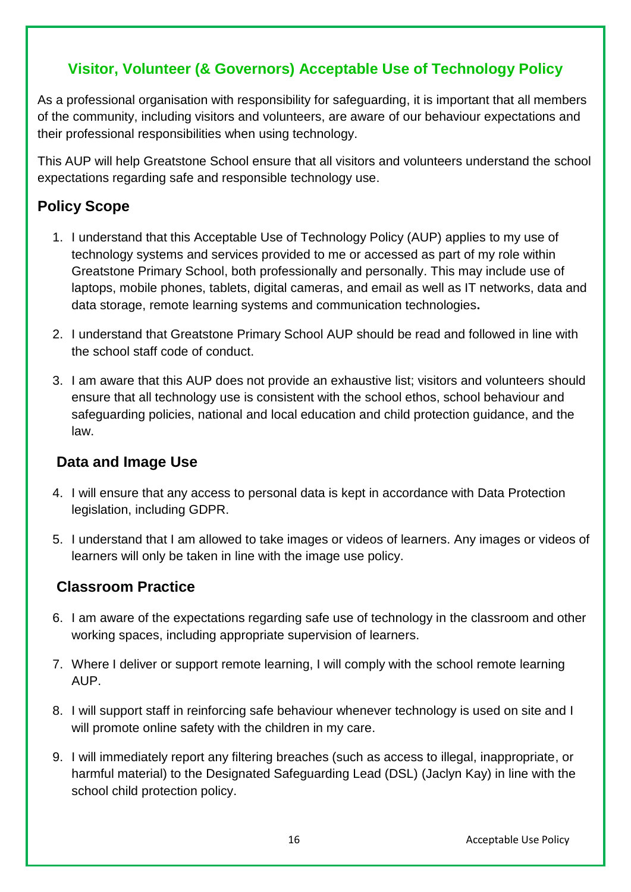## Visitor, Volunteer (& Governors) Acceptable Use of Technology Policy

As a professional organisation with responsibility for safeguarding, it is important that all members of the community, including visitors and volunteers, are aware of our behaviour expectations and their professional responsibilities when using technology.

This AUP will help Greatstone School ensure that all visitors and volunteers understand the school expectations regarding safe and responsible technology use.

### Policy Scope

1. I understand that this Acceptable Use of Technology Policy (AUP) applies to my use of technology systems and services provided to me or accessed as part of my role within Greatstone Primary School, both professionally and personally. This may include use of laptops, mobile phones, tablets, digital cameras, and email as well as IT networks, data and data storage, remote learning systems and communication technologies**.**
2. I understand that Greatstone Primary School AUP should be read and followed in line with the school staff code of conduct.
3. I am aware that this AUP does not provide an exhaustive list; visitors and volunteers should ensure that all technology use is consistent with the school ethos, school behaviour and safeguarding policies, national and local education and child protection guidance, and the law.

### Data and Image Use

4. I will ensure that any access to personal data is kept in accordance with Data Protection legislation, including GDPR.
5. I understand that I am allowed to take images or videos of learners. Any images or videos of learners will only be taken in line with the image use policy.

### Classroom Practice

6. I am aware of the expectations regarding safe use of technology in the classroom and other working spaces, including appropriate supervision of learners.
7. Where I deliver or support remote learning, I will comply with the school remote learning AUP.
8. I will support staff in reinforcing safe behaviour whenever technology is used on site and I will promote online safety with the children in my care.
9. I will immediately report any filtering breaches (such as access to illegal, inappropriate, or harmful material) to the Designated Safeguarding Lead (DSL) (Jaclyn Kay) in line with the school child protection policy.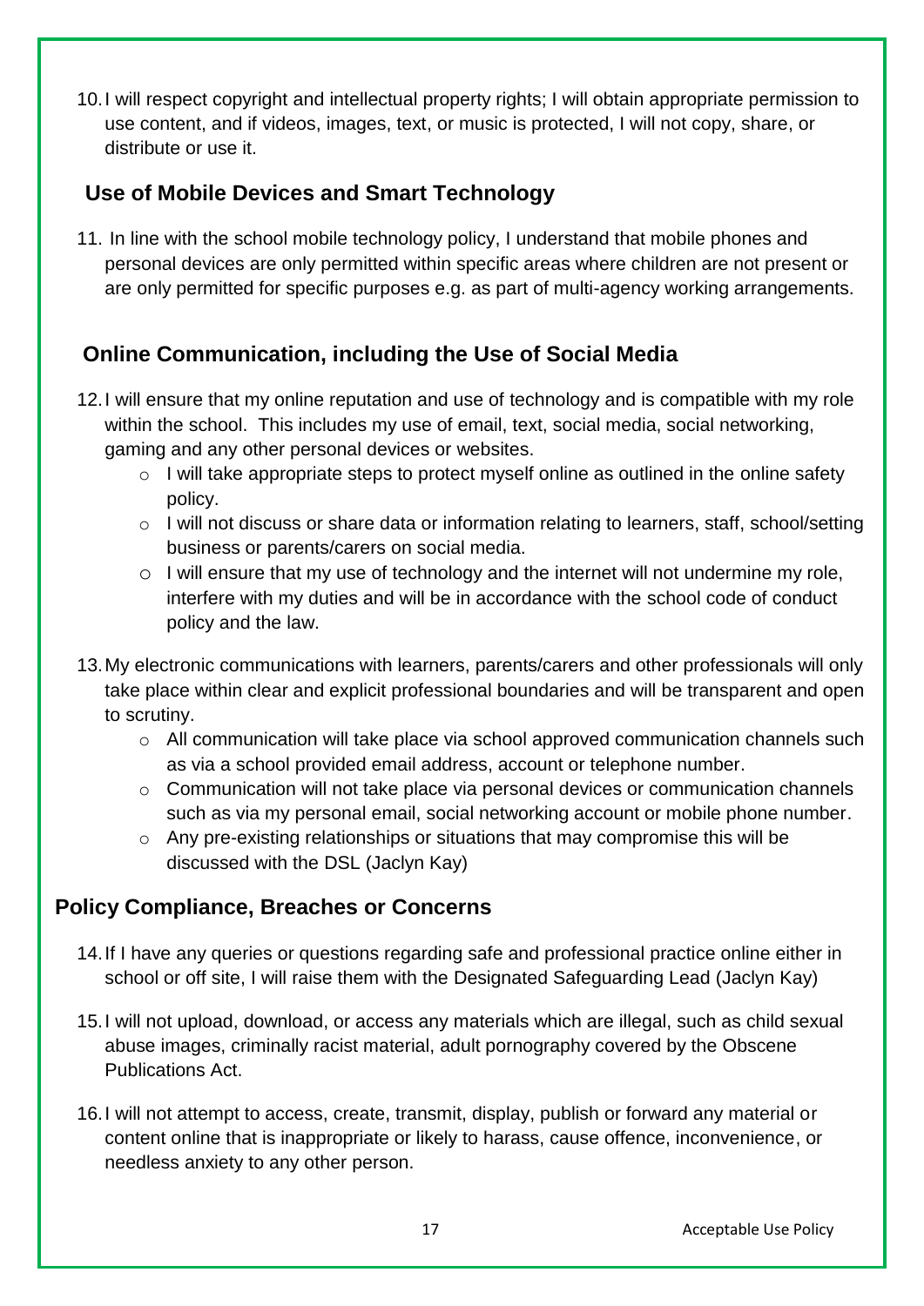10. I will respect copyright and intellectual property rights; I will obtain appropriate permission to use content, and if videos, images, text, or music is protected, I will not copy, share, or distribute or use it.

## Use of Mobile Devices and Smart Technology

11. In line with the school mobile technology policy, I understand that mobile phones and personal devices are only permitted within specific areas where children are not present or are only permitted for specific purposes e.g. as part of multi-agency working arrangements.

## Online Communication, including the Use of Social Media

12. I will ensure that my online reputation and use of technology and is compatible with my role within the school. This includes my use of email, text, social media, social networking, gaming and any other personal devices or websites.
    - I will take appropriate steps to protect myself online as outlined in the online safety policy.
    - I will not discuss or share data or information relating to learners, staff, school/setting business or parents/carers on social media.
    - I will ensure that my use of technology and the internet will not undermine my role, interfere with my duties and will be in accordance with the school code of conduct policy and the law.
13. My electronic communications with learners, parents/carers and other professionals will only take place within clear and explicit professional boundaries and will be transparent and open to scrutiny.
    - All communication will take place via school approved communication channels such as via a school provided email address, account or telephone number.
    - Communication will not take place via personal devices or communication channels such as via my personal email, social networking account or mobile phone number.
    - Any pre-existing relationships or situations that may compromise this will be discussed with the DSL (Jaclyn Kay)

## Policy Compliance, Breaches or Concerns

14. If I have any queries or questions regarding safe and professional practice online either in school or off site, I will raise them with the Designated Safeguarding Lead (Jaclyn Kay)
15. I will not upload, download, or access any materials which are illegal, such as child sexual abuse images, criminally racist material, adult pornography covered by the Obscene Publications Act.
16. I will not attempt to access, create, transmit, display, publish or forward any material or content online that is inappropriate or likely to harass, cause offence, inconvenience, or needless anxiety to any other person.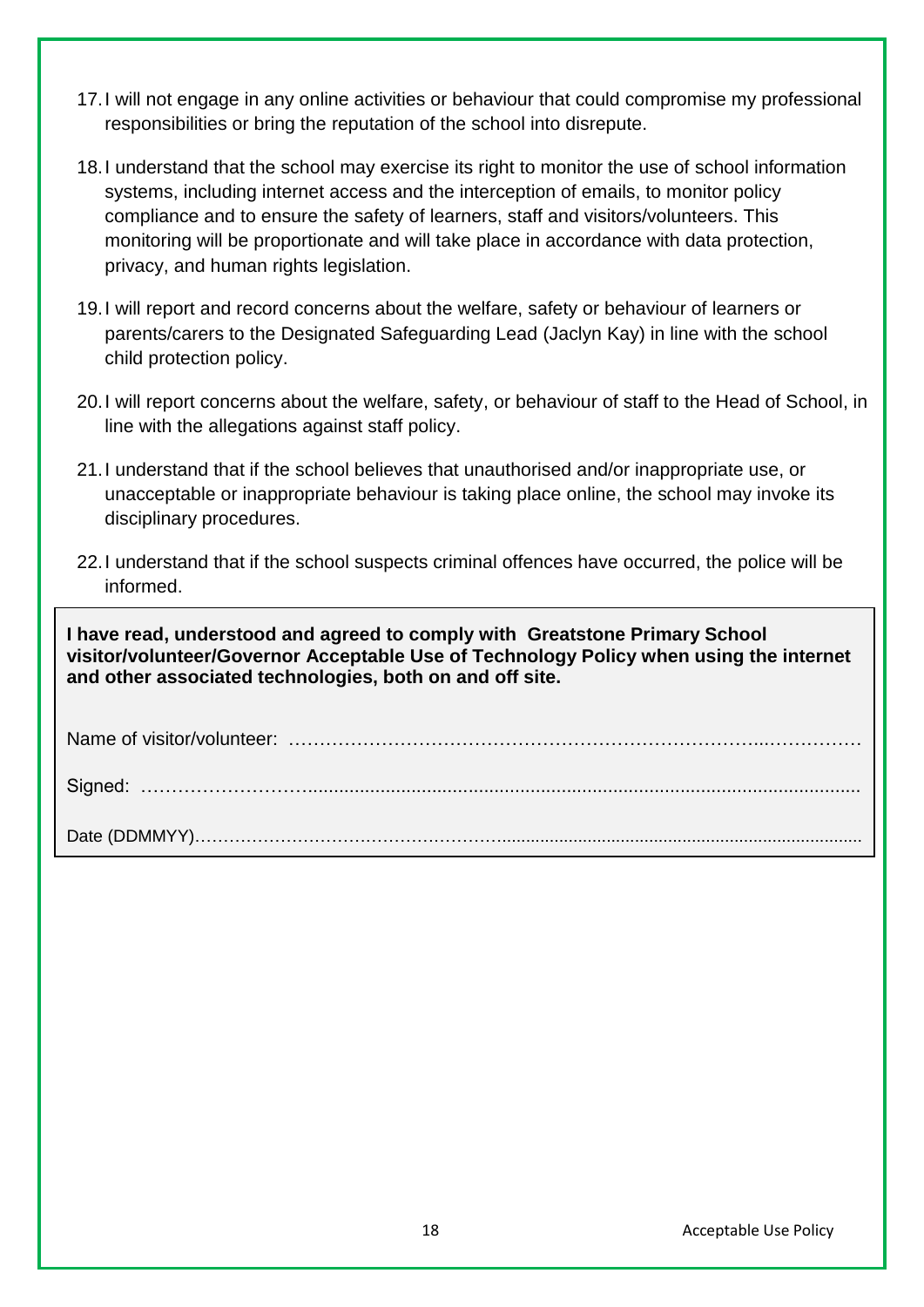17. I will not engage in any online activities or behaviour that could compromise my professional responsibilities or bring the reputation of the school into disrepute.

18. I understand that the school may exercise its right to monitor the use of school information systems, including internet access and the interception of emails, to monitor policy compliance and to ensure the safety of learners, staff and visitors/volunteers. This monitoring will be proportionate and will take place in accordance with data protection, privacy, and human rights legislation.

19. I will report and record concerns about the welfare, safety or behaviour of learners or parents/carers to the Designated Safeguarding Lead (Jaclyn Kay) in line with the school child protection policy.

20. I will report concerns about the welfare, safety, or behaviour of staff to the Head of School, in line with the allegations against staff policy.

21. I understand that if the school believes that unauthorised and/or inappropriate use, or unacceptable or inappropriate behaviour is taking place online, the school may invoke its disciplinary procedures.

22. I understand that if the school suspects criminal offences have occurred, the police will be informed.

**I have read, understood and agreed to comply with Greatstone Primary School visitor/volunteer/Governor Acceptable Use of Technology Policy when using the internet and other associated technologies, both on and off site.**

Name of visitor/volunteer: ……………………………………………………………………..……………

Signed: ……………………….........................................................................................................

Date (DDMMYY)………………………………………………...........................................................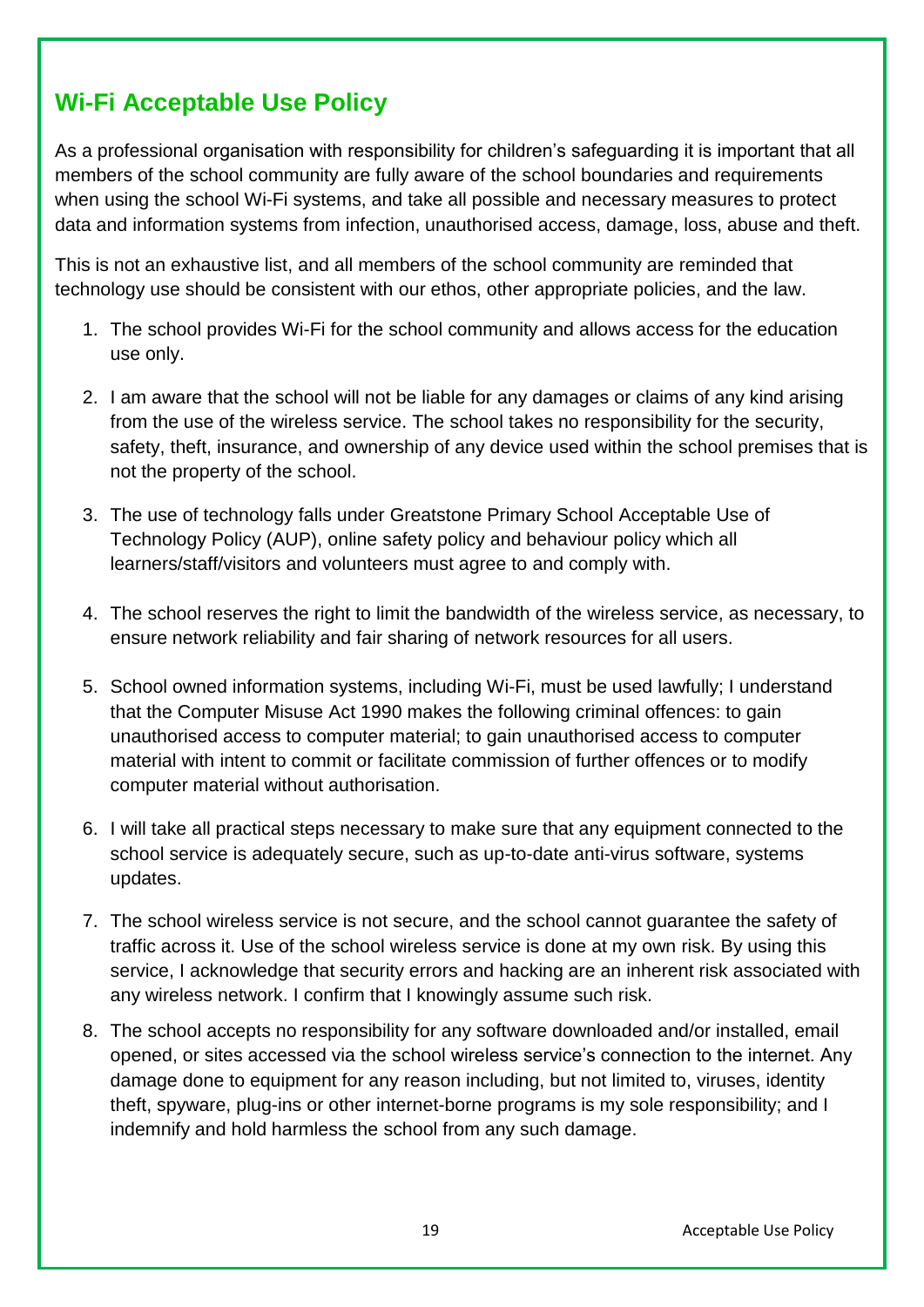## Wi-Fi Acceptable Use Policy

As a professional organisation with responsibility for children's safeguarding it is important that all members of the school community are fully aware of the school boundaries and requirements when using the school Wi-Fi systems, and take all possible and necessary measures to protect data and information systems from infection, unauthorised access, damage, loss, abuse and theft.

This is not an exhaustive list, and all members of the school community are reminded that technology use should be consistent with our ethos, other appropriate policies, and the law.

1. The school provides Wi-Fi for the school community and allows access for the education use only.
2. I am aware that the school will not be liable for any damages or claims of any kind arising from the use of the wireless service. The school takes no responsibility for the security, safety, theft, insurance, and ownership of any device used within the school premises that is not the property of the school.
3. The use of technology falls under Greatstone Primary School Acceptable Use of Technology Policy (AUP), online safety policy and behaviour policy which all learners/staff/visitors and volunteers must agree to and comply with.
4. The school reserves the right to limit the bandwidth of the wireless service, as necessary, to ensure network reliability and fair sharing of network resources for all users.
5. School owned information systems, including Wi-Fi, must be used lawfully; I understand that the Computer Misuse Act 1990 makes the following criminal offences: to gain unauthorised access to computer material; to gain unauthorised access to computer material with intent to commit or facilitate commission of further offences or to modify computer material without authorisation.
6. I will take all practical steps necessary to make sure that any equipment connected to the school service is adequately secure, such as up-to-date anti-virus software, systems updates.
7. The school wireless service is not secure, and the school cannot guarantee the safety of traffic across it. Use of the school wireless service is done at my own risk. By using this service, I acknowledge that security errors and hacking are an inherent risk associated with any wireless network. I confirm that I knowingly assume such risk.
8. The school accepts no responsibility for any software downloaded and/or installed, email opened, or sites accessed via the school wireless service's connection to the internet. Any damage done to equipment for any reason including, but not limited to, viruses, identity theft, spyware, plug-ins or other internet-borne programs is my sole responsibility; and I indemnify and hold harmless the school from any such damage.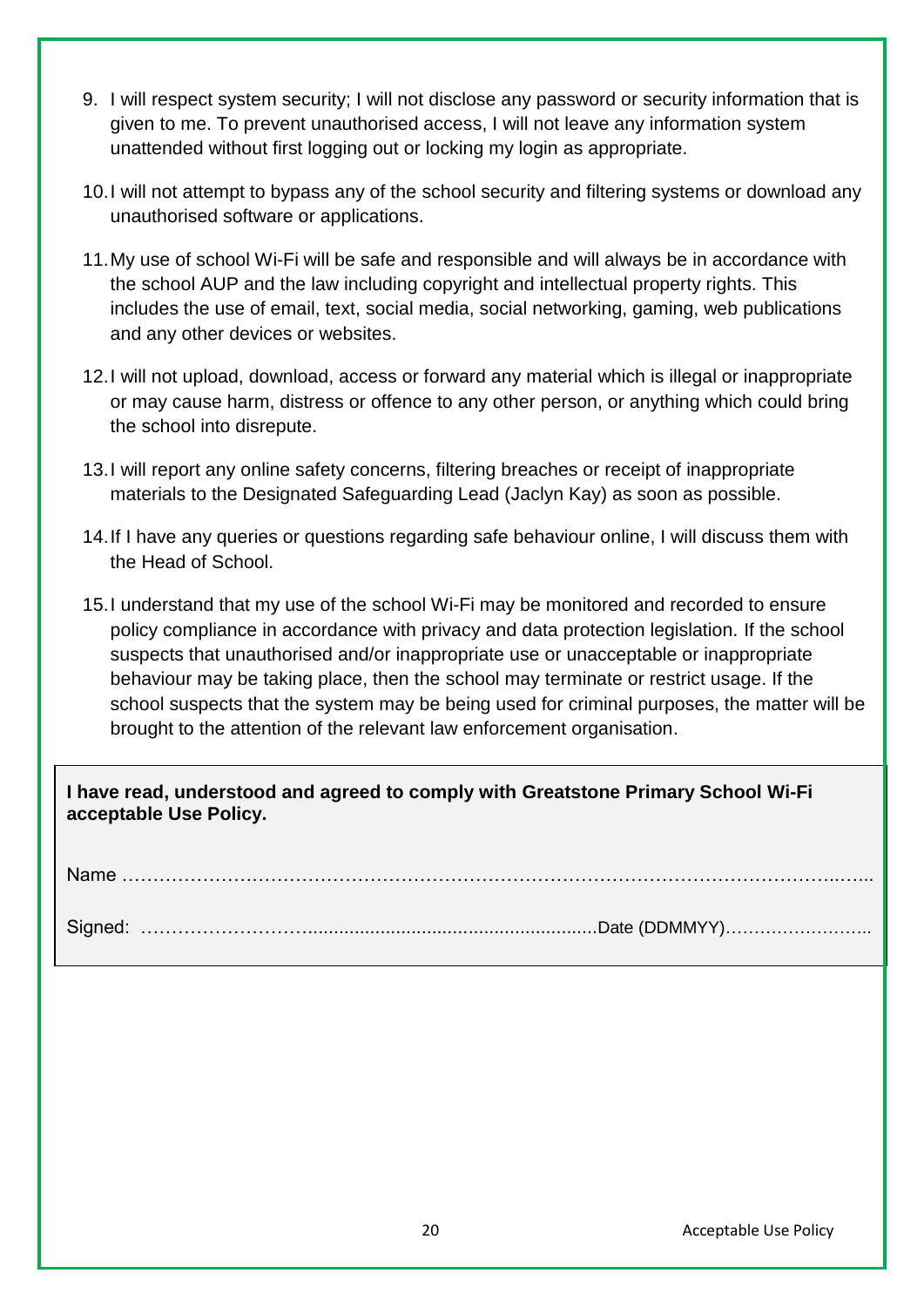9. I will respect system security; I will not disclose any password or security information that is given to me. To prevent unauthorised access, I will not leave any information system unattended without first logging out or locking my login as appropriate.

10. I will not attempt to bypass any of the school security and filtering systems or download any unauthorised software or applications.

11. My use of school Wi-Fi will be safe and responsible and will always be in accordance with the school AUP and the law including copyright and intellectual property rights. This includes the use of email, text, social media, social networking, gaming, web publications and any other devices or websites.

12. I will not upload, download, access or forward any material which is illegal or inappropriate or may cause harm, distress or offence to any other person, or anything which could bring the school into disrepute.

13. I will report any online safety concerns, filtering breaches or receipt of inappropriate materials to the Designated Safeguarding Lead (Jaclyn Kay) as soon as possible.

14. If I have any queries or questions regarding safe behaviour online, I will discuss them with the Head of School.

15. I understand that my use of the school Wi-Fi may be monitored and recorded to ensure policy compliance in accordance with privacy and data protection legislation. If the school suspects that unauthorised and/or inappropriate use or unacceptable or inappropriate behaviour may be taking place, then the school may terminate or restrict usage. If the school suspects that the system may be being used for criminal purposes, the matter will be brought to the attention of the relevant law enforcement organisation.

**I have read, understood and agreed to comply with Greatstone Primary School Wi-Fi acceptable Use Policy.**

Name ………………………………………………………………………………………………………..…...

Signed: ……………………….......................................................Date (DDMMYY)……………………..